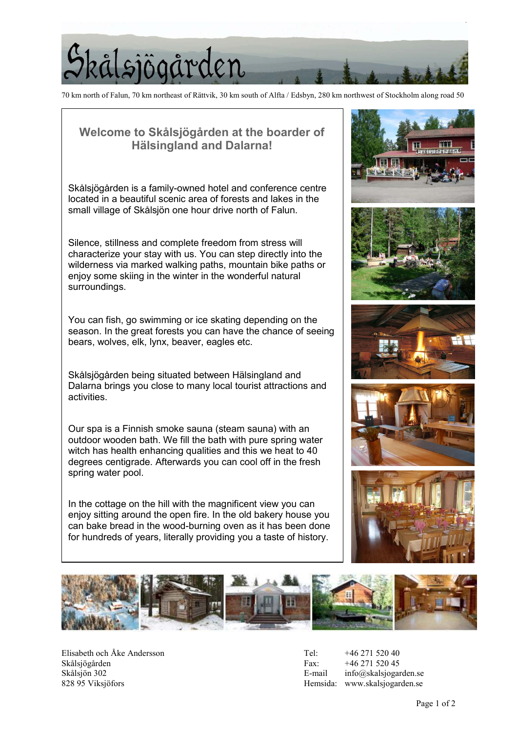# Skålsjögården

70 km north of Falun, 70 km northeast of Rättvik, 30 km south of Alfta / Edsbyn, 280 km northwest of Stockholm along road 50

## Welcome to Skålsjögården at the boarder of Hälsingland and Dalarna!

Skålsjögården is a family-owned hotel and conference centre located in a beautiful scenic area of forests and lakes in the small village of Skålsjön one hour drive north of Falun.

Silence, stillness and complete freedom from stress will characterize your stay with us. You can step directly into the wilderness via marked walking paths, mountain bike paths or enjoy some skiing in the winter in the wonderful natural surroundings.

You can fish, go swimming or ice skating depending on the season. In the great forests you can have the chance of seeing bears, wolves, elk, lynx, beaver, eagles etc.

Skålsjögården being situated between Hälsingland and Dalarna brings you close to many local tourist attractions and activities.

Our spa is a Finnish smoke sauna (steam sauna) with an outdoor wooden bath. We fill the bath with pure spring water witch has health enhancing qualities and this we heat to 40 degrees centigrade. Afterwards you can cool off in the fresh spring water pool.

In the cottage on the hill with the magnificent view you can enjoy sitting around the open fire. In the old bakery house you can bake bread in the wood-burning oven as it has been done for hundreds of years, literally providing you a taste of history.

Elisabeth och Åke Andersson
Skålsjögården
Skålsjön 302
828 95 Viksjöfors

Tel: +46 271 520 40
Fax: +46 271 520 45
E-mail info@skalsjogarden.se
Hemsida: www.skalsjogarden.se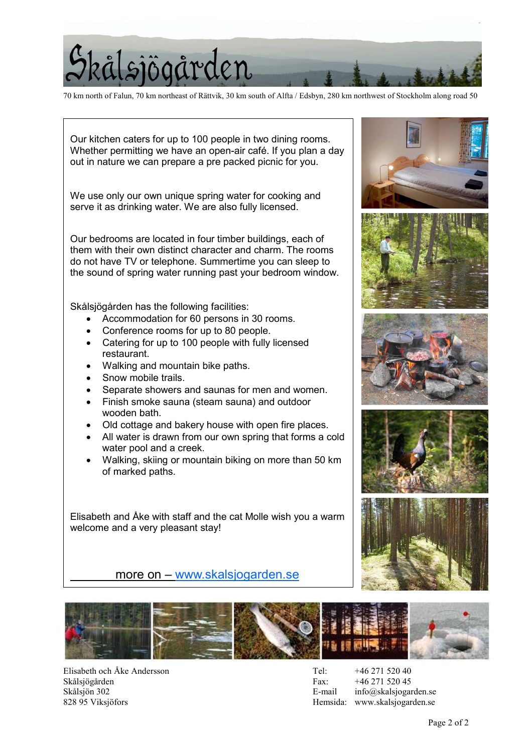# Skålsjögården

70 km north of Falun, 70 km northeast of Rättvik, 30 km south of Alfta / Edsbyn, 280 km northwest of Stockholm along road 50

Our kitchen caters for up to 100 people in two dining rooms. Whether permitting we have an open-air café. If you plan a day out in nature we can prepare a pre packed picnic for you.

We use only our own unique spring water for cooking and serve it as drinking water. We are also fully licensed.

Our bedrooms are located in four timber buildings, each of them with their own distinct character and charm. The rooms do not have TV or telephone. Summertime you can sleep to the sound of spring water running past your bedroom window.

Skålsjögården has the following facilities:

- Accommodation for 60 persons in 30 rooms.
- Conference rooms for up to 80 people.
- Catering for up to 100 people with fully licensed restaurant.
- Walking and mountain bike paths.
- Snow mobile trails.
- Separate showers and saunas for men and women.
- Finish smoke sauna (steam sauna) and outdoor wooden bath.
- Old cottage and bakery house with open fire places.
- All water is drawn from our own spring that forms a cold water pool and a creek.
- Walking, skiing or mountain biking on more than 50 km of marked paths.

Elisabeth and Åke with staff and the cat Molle wish you a warm welcome and a very pleasant stay!

more on – [www.skalsjogarden.se](http://www.skalsjogarden.se)

Elisabeth och Åke Andersson
Skålsjögården
Skålsjön 302
828 95 Viksjöfors

Tel: +46 271 520 40
Fax: +46 271 520 45
E-mail info@skalsjogarden.se
Hemsida: www.skalsjogarden.se